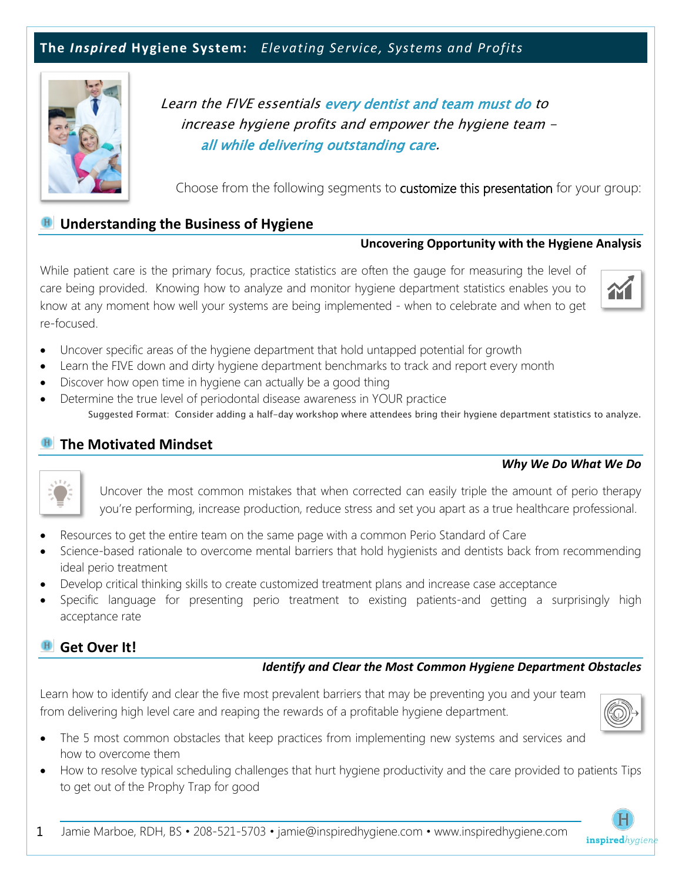# The *Inspired* Hygiene System: *Elevating Service, Systems and Profits*

*Learn the FIVE essentials **every dentist and team must do** to increase hygiene profits and empower the hygiene team – **all while delivering outstanding care**.*

Choose from the following segments to customize this presentation for your group:

## Understanding the Business of Hygiene

**Uncovering Opportunity with the Hygiene Analysis**

While patient care is the primary focus, practice statistics are often the gauge for measuring the level of care being provided. Knowing how to analyze and monitor hygiene department statistics enables you to know at any moment how well your systems are being implemented - when to celebrate and when to get re-focused.

- Uncover specific areas of the hygiene department that hold untapped potential for growth
- Learn the FIVE down and dirty hygiene department benchmarks to track and report every month
- Discover how open time in hygiene can actually be a good thing
- Determine the true level of periodontal disease awareness in YOUR practice

Suggested Format: Consider adding a half-day workshop where attendees bring their hygiene department statistics to analyze.

## The Motivated Mindset

***Why We Do What We Do***

Uncover the most common mistakes that when corrected can easily triple the amount of perio therapy you're performing, increase production, reduce stress and set you apart as a true healthcare professional.

- Resources to get the entire team on the same page with a common Perio Standard of Care
- Science-based rationale to overcome mental barriers that hold hygienists and dentists back from recommending ideal perio treatment
- Develop critical thinking skills to create customized treatment plans and increase case acceptance
- Specific language for presenting perio treatment to existing patients-and getting a surprisingly high acceptance rate

## Get Over It!

***Identify and Clear the Most Common Hygiene Department Obstacles***

Learn how to identify and clear the five most prevalent barriers that may be preventing you and your team from delivering high level care and reaping the rewards of a profitable hygiene department.

- The 5 most common obstacles that keep practices from implementing new systems and services and how to overcome them
- How to resolve typical scheduling challenges that hurt hygiene productivity and the care provided to patients Tips to get out of the Prophy Trap for good

Jamie Marboe, RDH, BS • 208-521-5703 • jamie@inspiredhygiene.com • www.inspiredhygiene.com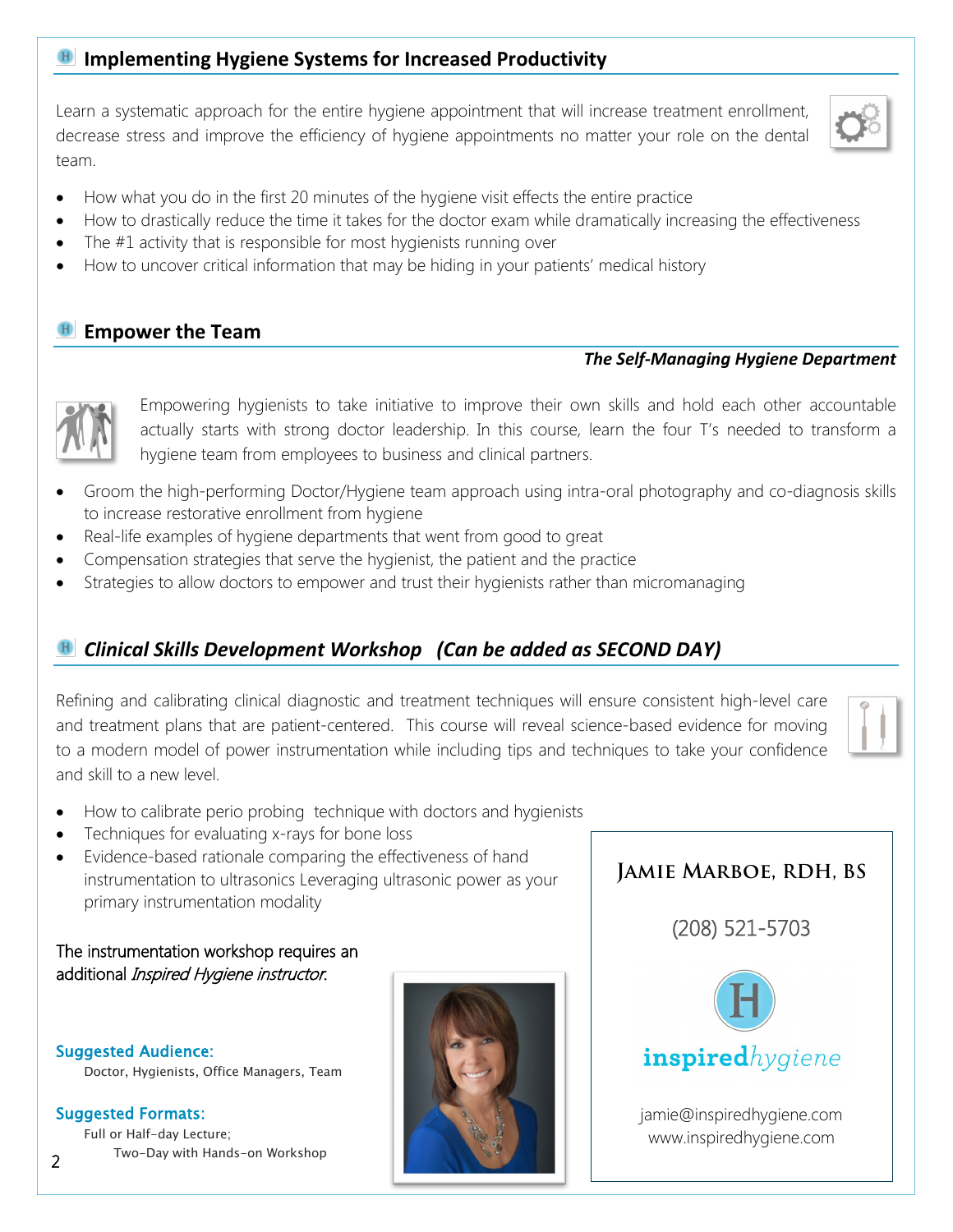## Implementing Hygiene Systems for Increased Productivity

Learn a systematic approach for the entire hygiene appointment that will increase treatment enrollment, decrease stress and improve the efficiency of hygiene appointments no matter your role on the dental team.

- How what you do in the first 20 minutes of the hygiene visit effects the entire practice
- How to drastically reduce the time it takes for the doctor exam while dramatically increasing the effectiveness
- The #1 activity that is responsible for most hygienists running over
- How to uncover critical information that may be hiding in your patients' medical history

## Empower the Team

***The Self-Managing Hygiene Department***

Empowering hygienists to take initiative to improve their own skills and hold each other accountable actually starts with strong doctor leadership. In this course, learn the four T's needed to transform a hygiene team from employees to business and clinical partners.

- Groom the high-performing Doctor/Hygiene team approach using intra-oral photography and co-diagnosis skills to increase restorative enrollment from hygiene
- Real-life examples of hygiene departments that went from good to great
- Compensation strategies that serve the hygienist, the patient and the practice
- Strategies to allow doctors to empower and trust their hygienists rather than micromanaging

## *Clinical Skills Development Workshop (Can be added as SECOND DAY)*

Refining and calibrating clinical diagnostic and treatment techniques will ensure consistent high-level care and treatment plans that are patient-centered. This course will reveal science-based evidence for moving to a modern model of power instrumentation while including tips and techniques to take your confidence and skill to a new level.

- How to calibrate perio probing technique with doctors and hygienists
- Techniques for evaluating x-rays for bone loss
- Evidence-based rationale comparing the effectiveness of hand instrumentation to ultrasonics Leveraging ultrasonic power as your primary instrumentation modality

The instrumentation workshop requires an additional *Inspired Hygiene instructor.*

**Suggested Audience:**
Doctor, Hygienists, Office Managers, Team

**Suggested Formats:**
Full or Half-day Lecture;
Two-Day with Hands-on Workshop

**JAMIE MARBOE, RDH, BS**

(208) 521-5703

inspired*hygiene*

jamie@inspiredhygiene.com
www.inspiredhygiene.com